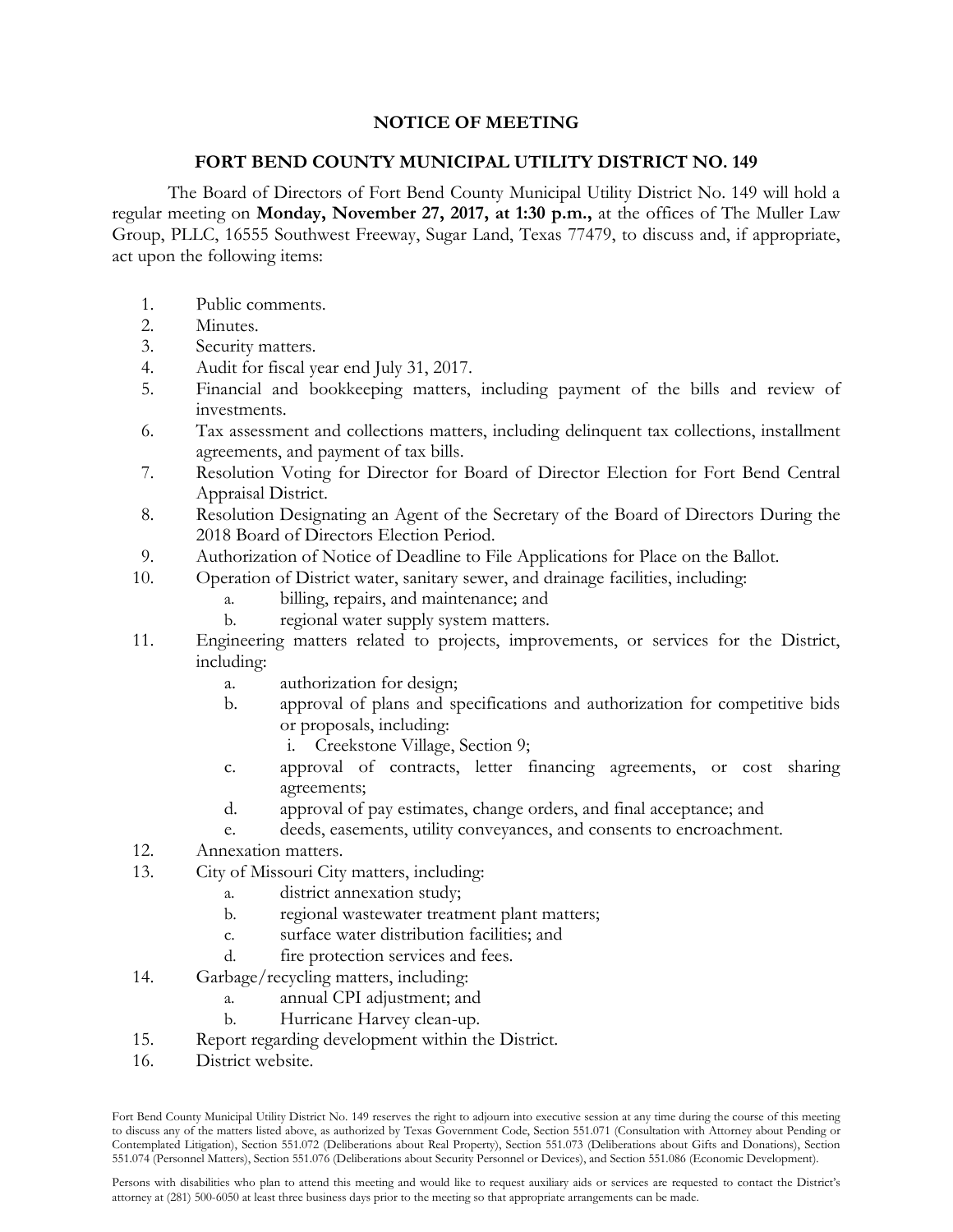# NOTICE OF MEETING

## FORT BEND COUNTY MUNICIPAL UTILITY DISTRICT NO. 149

The Board of Directors of Fort Bend County Municipal Utility District No. 149 will hold a regular meeting on **Monday, November 27, 2017, at 1:30 p.m.,** at the offices of The Muller Law Group, PLLC, 16555 Southwest Freeway, Sugar Land, Texas 77479, to discuss and, if appropriate, act upon the following items:

1. Public comments.
2. Minutes.
3. Security matters.
4. Audit for fiscal year end July 31, 2017.
5. Financial and bookkeeping matters, including payment of the bills and review of investments.
6. Tax assessment and collections matters, including delinquent tax collections, installment agreements, and payment of tax bills.
7. Resolution Voting for Director for Board of Director Election for Fort Bend Central Appraisal District.
8. Resolution Designating an Agent of the Secretary of the Board of Directors During the 2018 Board of Directors Election Period.
9. Authorization of Notice of Deadline to File Applications for Place on the Ballot.
10. Operation of District water, sanitary sewer, and drainage facilities, including:
    a. billing, repairs, and maintenance; and
    b. regional water supply system matters.
11. Engineering matters related to projects, improvements, or services for the District, including:
    a. authorization for design;
    b. approval of plans and specifications and authorization for competitive bids or proposals, including:
        i. Creekstone Village, Section 9;
    c. approval of contracts, letter financing agreements, or cost sharing agreements;
    d. approval of pay estimates, change orders, and final acceptance; and
    e. deeds, easements, utility conveyances, and consents to encroachment.
12. Annexation matters.
13. City of Missouri City matters, including:
    a. district annexation study;
    b. regional wastewater treatment plant matters;
    c. surface water distribution facilities; and
    d. fire protection services and fees.
14. Garbage/recycling matters, including:
    a. annual CPI adjustment; and
    b. Hurricane Harvey clean-up.
15. Report regarding development within the District.
16. District website.

Fort Bend County Municipal Utility District No. 149 reserves the right to adjourn into executive session at any time during the course of this meeting to discuss any of the matters listed above, as authorized by Texas Government Code, Section 551.071 (Consultation with Attorney about Pending or Contemplated Litigation), Section 551.072 (Deliberations about Real Property), Section 551.073 (Deliberations about Gifts and Donations), Section 551.074 (Personnel Matters), Section 551.076 (Deliberations about Security Personnel or Devices), and Section 551.086 (Economic Development).

Persons with disabilities who plan to attend this meeting and would like to request auxiliary aids or services are requested to contact the District's attorney at (281) 500-6050 at least three business days prior to the meeting so that appropriate arrangements can be made.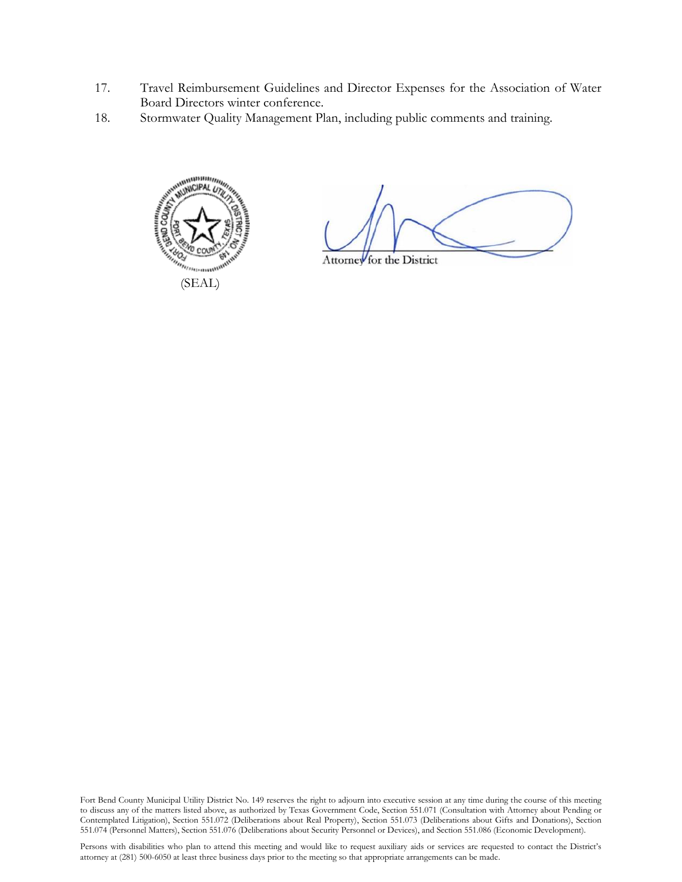17. Travel Reimbursement Guidelines and Director Expenses for the Association of Water Board Directors winter conference.
18. Stormwater Quality Management Plan, including public comments and training.

(SEAL)

Attorney for the District

Fort Bend County Municipal Utility District No. 149 reserves the right to adjourn into executive session at any time during the course of this meeting to discuss any of the matters listed above, as authorized by Texas Government Code, Section 551.071 (Consultation with Attorney about Pending or Contemplated Litigation), Section 551.072 (Deliberations about Real Property), Section 551.073 (Deliberations about Gifts and Donations), Section 551.074 (Personnel Matters), Section 551.076 (Deliberations about Security Personnel or Devices), and Section 551.086 (Economic Development).

Persons with disabilities who plan to attend this meeting and would like to request auxiliary aids or services are requested to contact the District's attorney at (281) 500-6050 at least three business days prior to the meeting so that appropriate arrangements can be made.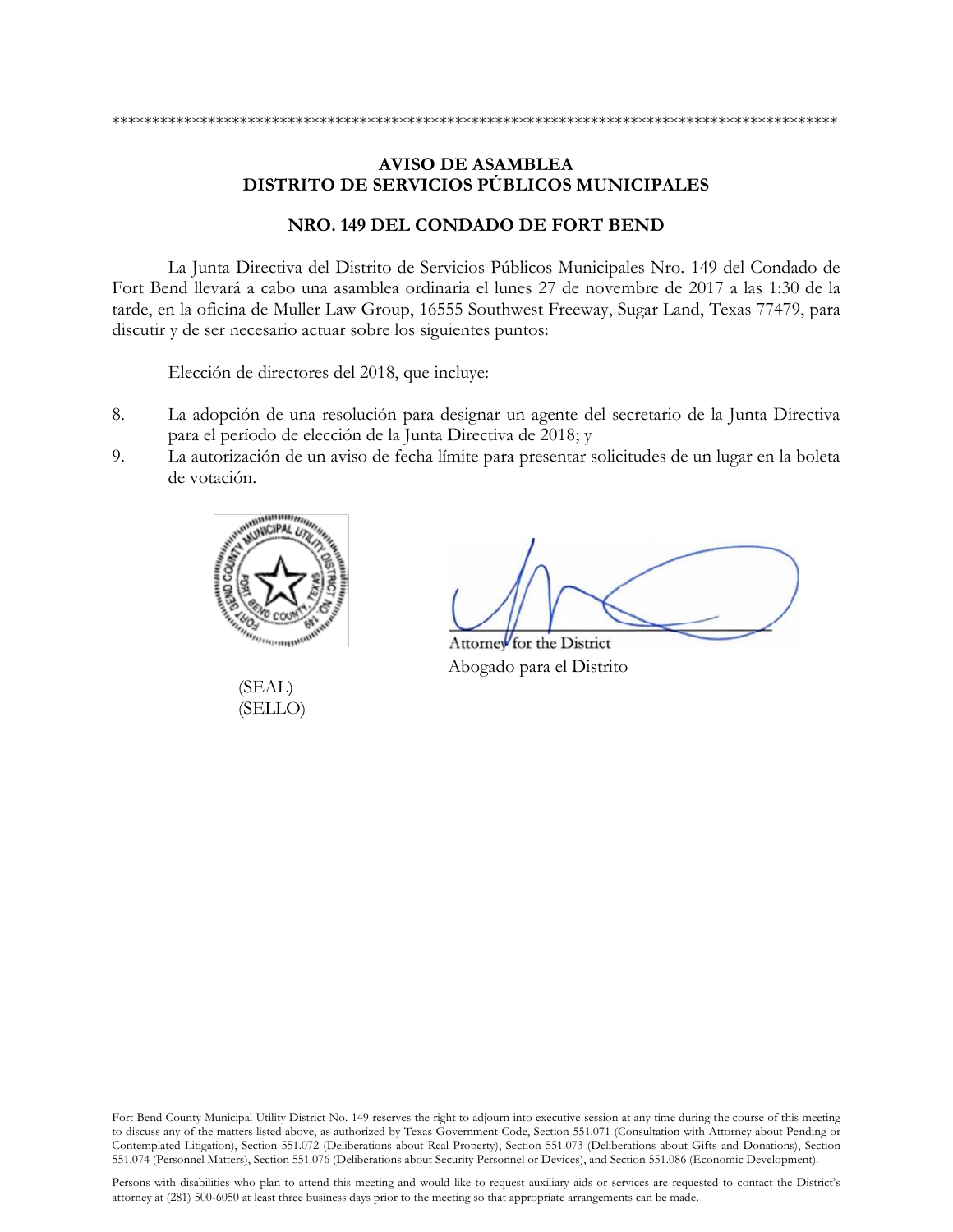\*\*\*\*\*\*\*\*\*\*\*\*\*\*\*\*\*\*\*\*\*\*\*\*\*\*\*\*\*\*\*\*\*\*\*\*\*\*\*\*\*\*\*\*\*\*\*\*\*\*\*\*\*\*\*\*\*\*\*\*\*\*\*\*\*\*\*\*\*\*\*\*\*\*\*\*\*\*\*\*\*\*\*\*\*\*\*\*\*\*\*\*

**AVISO DE ASAMBLEA**
**DISTRITO DE SERVICIOS PÚBLICOS MUNICIPALES**

**NRO. 149 DEL CONDADO DE FORT BEND**

La Junta Directiva del Distrito de Servicios Públicos Municipales Nro. 149 del Condado de Fort Bend llevará a cabo una asamblea ordinaria el lunes 27 de noviembre de 2017 a las 1:30 de la tarde, en la oficina de Muller Law Group, 16555 Southwest Freeway, Sugar Land, Texas 77479, para discutir y de ser necesario actuar sobre los siguientes puntos:

Elección de directores del 2018, que incluye:

8. La adopción de una resolución para designar un agente del secretario de la Junta Directiva para el período de elección de la Junta Directiva de 2018; y
9. La autorización de un aviso de fecha límite para presentar solicitudes de un lugar en la boleta de votación.

Attorney for the District
Abogado para el Distrito

(SEAL)
(SELLO)

Fort Bend County Municipal Utility District No. 149 reserves the right to adjourn into executive session at any time during the course of this meeting to discuss any of the matters listed above, as authorized by Texas Government Code, Section 551.071 (Consultation with Attorney about Pending or Contemplated Litigation), Section 551.072 (Deliberations about Real Property), Section 551.073 (Deliberations about Gifts and Donations), Section 551.074 (Personnel Matters), Section 551.076 (Deliberations about Security Personnel or Devices), and Section 551.086 (Economic Development).

Persons with disabilities who plan to attend this meeting and would like to request auxiliary aids or services are requested to contact the District's attorney at (281) 500-6050 at least three business days prior to the meeting so that appropriate arrangements can be made.